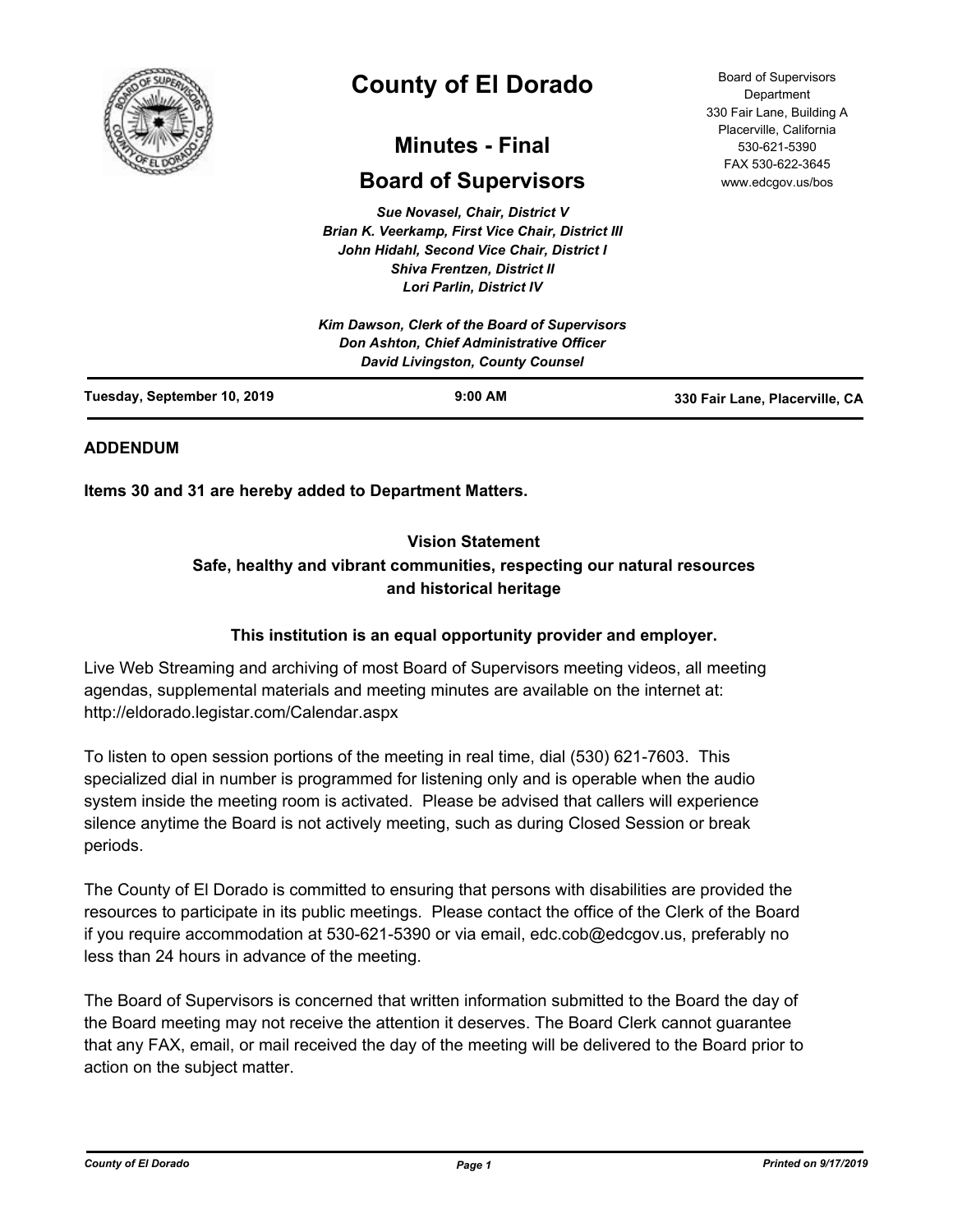# County of El Dorado

## Minutes - Final

## Board of Supervisors

*Sue Novasel, Chair, District V*
*Brian K. Veerkamp, First Vice Chair, District III*
*John Hidahl, Second Vice Chair, District I*
*Shiva Frentzen, District II*
*Lori Parlin, District IV*

*Kim Dawson, Clerk of the Board of Supervisors*
*Don Ashton, Chief Administrative Officer*
*David Livingston, County Counsel*

Board of Supervisors Department
330 Fair Lane, Building A
Placerville, California
530-621-5390
FAX 530-622-3645
www.edcgov.us/bos

**Tuesday, September 10, 2019** **9:00 AM** **330 Fair Lane, Placerville, CA**

**ADDENDUM**

**Items 30 and 31 are hereby added to Department Matters.**

**Vision Statement**
**Safe, healthy and vibrant communities, respecting our natural resources and historical heritage**

**This institution is an equal opportunity provider and employer.**

Live Web Streaming and archiving of most Board of Supervisors meeting videos, all meeting agendas, supplemental materials and meeting minutes are available on the internet at: http://eldorado.legistar.com/Calendar.aspx

To listen to open session portions of the meeting in real time, dial (530) 621-7603. This specialized dial in number is programmed for listening only and is operable when the audio system inside the meeting room is activated. Please be advised that callers will experience silence anytime the Board is not actively meeting, such as during Closed Session or break periods.

The County of El Dorado is committed to ensuring that persons with disabilities are provided the resources to participate in its public meetings. Please contact the office of the Clerk of the Board if you require accommodation at 530-621-5390 or via email, edc.cob@edcgov.us, preferably no less than 24 hours in advance of the meeting.

The Board of Supervisors is concerned that written information submitted to the Board the day of the Board meeting may not receive the attention it deserves. The Board Clerk cannot guarantee that any FAX, email, or mail received the day of the meeting will be delivered to the Board prior to action on the subject matter.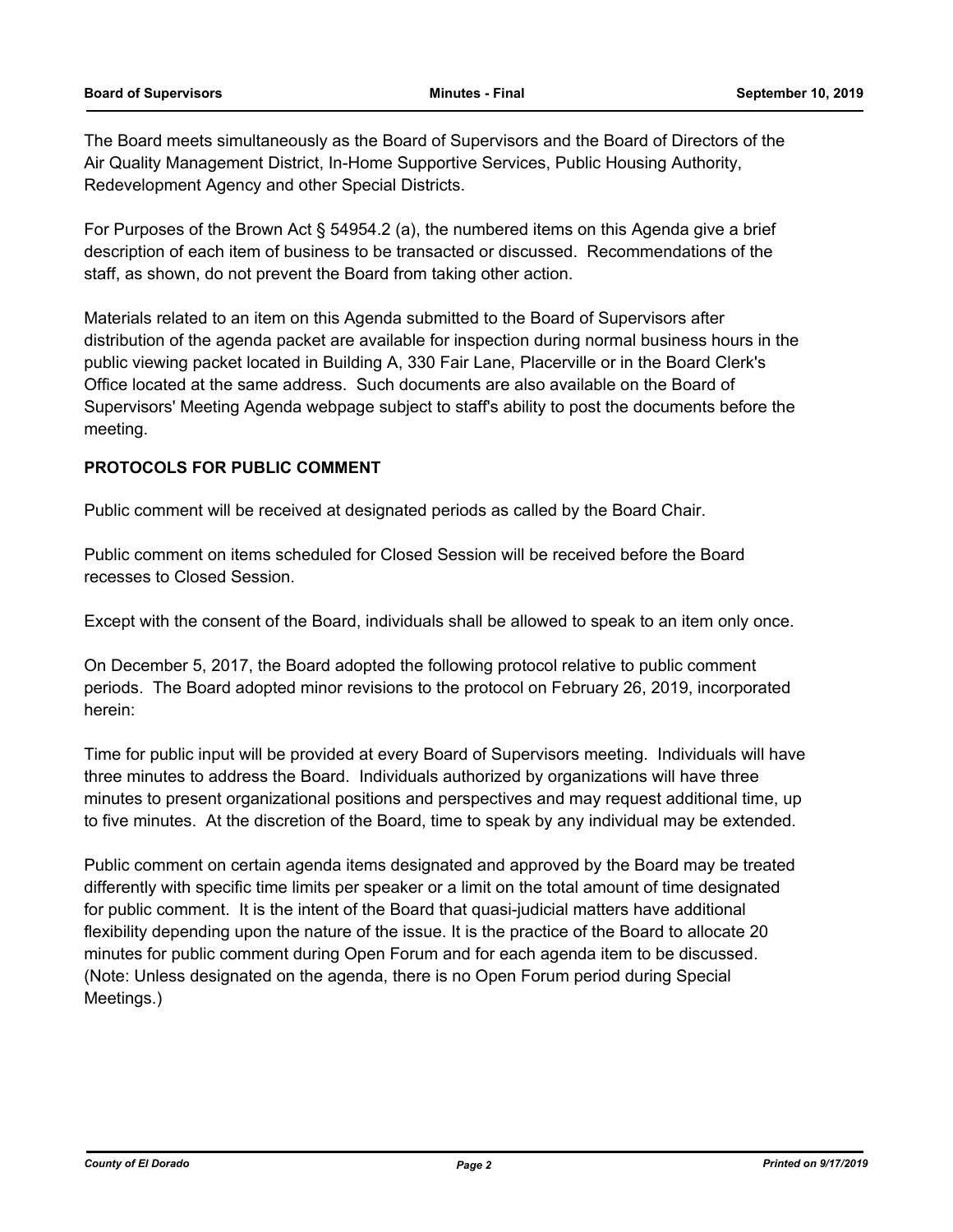The Board meets simultaneously as the Board of Supervisors and the Board of Directors of the Air Quality Management District, In-Home Supportive Services, Public Housing Authority, Redevelopment Agency and other Special Districts.

For Purposes of the Brown Act § 54954.2 (a), the numbered items on this Agenda give a brief description of each item of business to be transacted or discussed. Recommendations of the staff, as shown, do not prevent the Board from taking other action.

Materials related to an item on this Agenda submitted to the Board of Supervisors after distribution of the agenda packet are available for inspection during normal business hours in the public viewing packet located in Building A, 330 Fair Lane, Placerville or in the Board Clerk's Office located at the same address. Such documents are also available on the Board of Supervisors' Meeting Agenda webpage subject to staff's ability to post the documents before the meeting.

**PROTOCOLS FOR PUBLIC COMMENT**

Public comment will be received at designated periods as called by the Board Chair.

Public comment on items scheduled for Closed Session will be received before the Board recesses to Closed Session.

Except with the consent of the Board, individuals shall be allowed to speak to an item only once.

On December 5, 2017, the Board adopted the following protocol relative to public comment periods. The Board adopted minor revisions to the protocol on February 26, 2019, incorporated herein:

Time for public input will be provided at every Board of Supervisors meeting. Individuals will have three minutes to address the Board. Individuals authorized by organizations will have three minutes to present organizational positions and perspectives and may request additional time, up to five minutes. At the discretion of the Board, time to speak by any individual may be extended.

Public comment on certain agenda items designated and approved by the Board may be treated differently with specific time limits per speaker or a limit on the total amount of time designated for public comment. It is the intent of the Board that quasi-judicial matters have additional flexibility depending upon the nature of the issue. It is the practice of the Board to allocate 20 minutes for public comment during Open Forum and for each agenda item to be discussed. (Note: Unless designated on the agenda, there is no Open Forum period during Special Meetings.)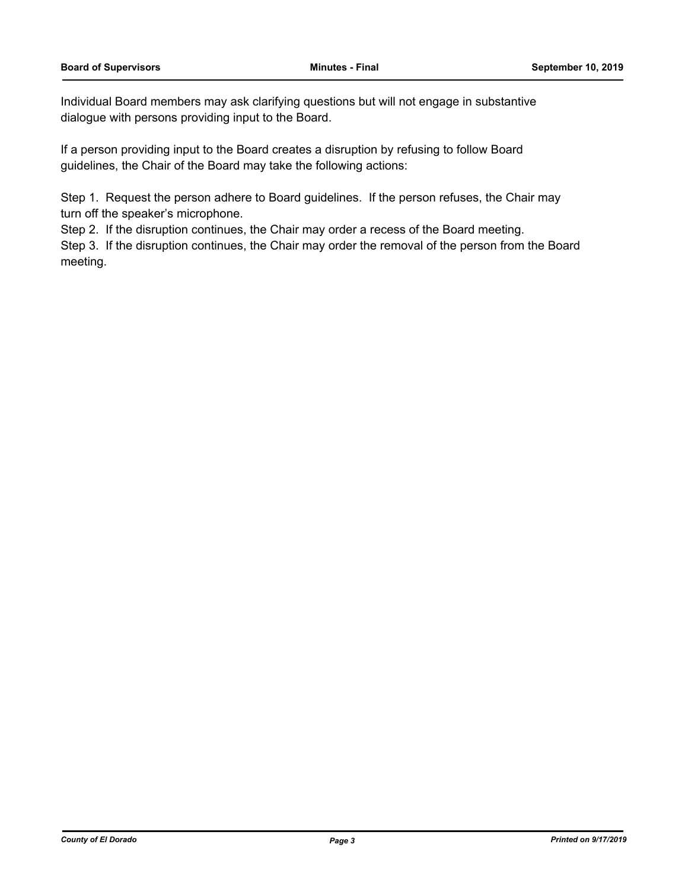Individual Board members may ask clarifying questions but will not engage in substantive dialogue with persons providing input to the Board.

If a person providing input to the Board creates a disruption by refusing to follow Board guidelines, the Chair of the Board may take the following actions:

Step 1. Request the person adhere to Board guidelines. If the person refuses, the Chair may turn off the speaker's microphone.
Step 2. If the disruption continues, the Chair may order a recess of the Board meeting.
Step 3. If the disruption continues, the Chair may order the removal of the person from the Board meeting.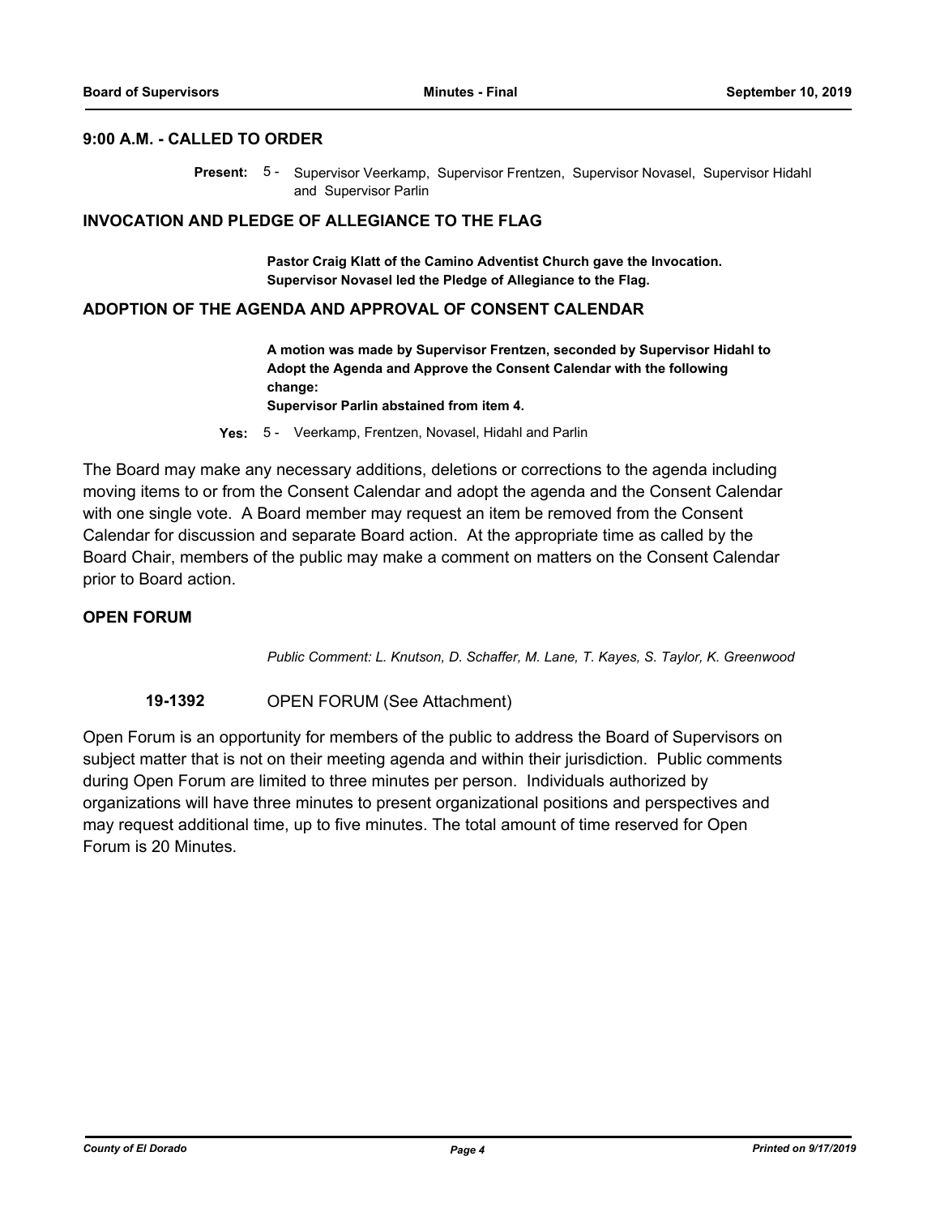## 9:00 A.M. - CALLED TO ORDER

**Present:** 5 - Supervisor Veerkamp, Supervisor Frentzen, Supervisor Novasel, Supervisor Hidahl and Supervisor Parlin

## INVOCATION AND PLEDGE OF ALLEGIANCE TO THE FLAG

**Pastor Craig Klatt of the Camino Adventist Church gave the Invocation. Supervisor Novasel led the Pledge of Allegiance to the Flag.**

## ADOPTION OF THE AGENDA AND APPROVAL OF CONSENT CALENDAR

**A motion was made by Supervisor Frentzen, seconded by Supervisor Hidahl to Adopt the Agenda and Approve the Consent Calendar with the following change:**
**Supervisor Parlin abstained from item 4.**

**Yes:** 5 - Veerkamp, Frentzen, Novasel, Hidahl and Parlin

The Board may make any necessary additions, deletions or corrections to the agenda including moving items to or from the Consent Calendar and adopt the agenda and the Consent Calendar with one single vote. A Board member may request an item be removed from the Consent Calendar for discussion and separate Board action. At the appropriate time as called by the Board Chair, members of the public may make a comment on matters on the Consent Calendar prior to Board action.

## OPEN FORUM

*Public Comment: L. Knutson, D. Schaffer, M. Lane, T. Kayes, S. Taylor, K. Greenwood*

**19-1392** OPEN FORUM (See Attachment)

Open Forum is an opportunity for members of the public to address the Board of Supervisors on subject matter that is not on their meeting agenda and within their jurisdiction. Public comments during Open Forum are limited to three minutes per person. Individuals authorized by organizations will have three minutes to present organizational positions and perspectives and may request additional time, up to five minutes. The total amount of time reserved for Open Forum is 20 Minutes.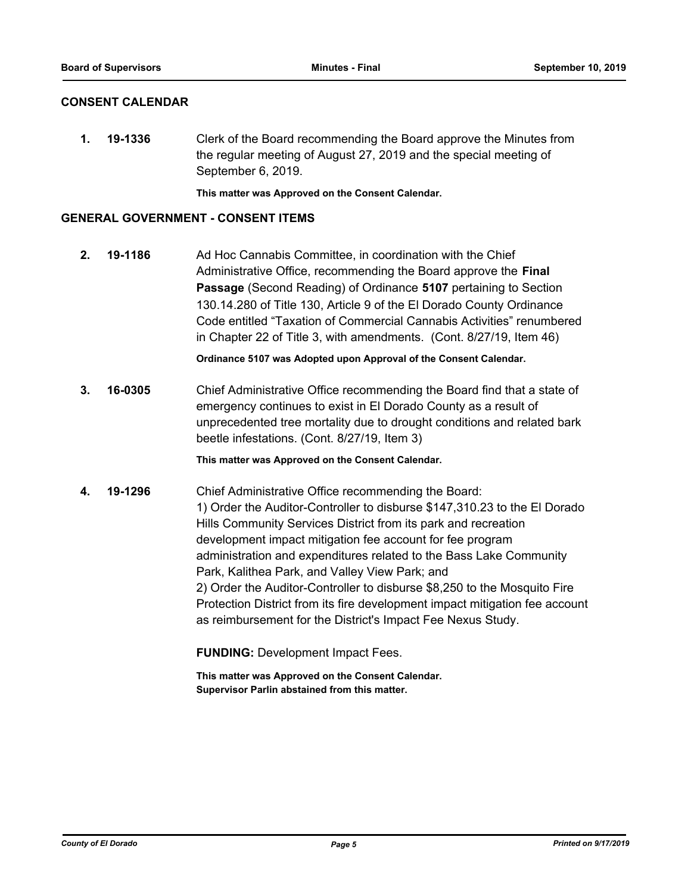## CONSENT CALENDAR

**1. 19-1336** Clerk of the Board recommending the Board approve the Minutes from the regular meeting of August 27, 2019 and the special meeting of September 6, 2019.

**This matter was Approved on the Consent Calendar.**

## GENERAL GOVERNMENT - CONSENT ITEMS

**2. 19-1186** Ad Hoc Cannabis Committee, in coordination with the Chief Administrative Office, recommending the Board approve the **Final Passage** (Second Reading) of Ordinance **5107** pertaining to Section 130.14.280 of Title 130, Article 9 of the El Dorado County Ordinance Code entitled "Taxation of Commercial Cannabis Activities" renumbered in Chapter 22 of Title 3, with amendments. (Cont. 8/27/19, Item 46)

**Ordinance 5107 was Adopted upon Approval of the Consent Calendar.**

**3. 16-0305** Chief Administrative Office recommending the Board find that a state of emergency continues to exist in El Dorado County as a result of unprecedented tree mortality due to drought conditions and related bark beetle infestations. (Cont. 8/27/19, Item 3)

**This matter was Approved on the Consent Calendar.**

**4. 19-1296** Chief Administrative Office recommending the Board:
1) Order the Auditor-Controller to disburse $147,310.23 to the El Dorado Hills Community Services District from its park and recreation development impact mitigation fee account for fee program administration and expenditures related to the Bass Lake Community Park, Kalithea Park, and Valley View Park; and
2) Order the Auditor-Controller to disburse $8,250 to the Mosquito Fire Protection District from its fire development impact mitigation fee account as reimbursement for the District's Impact Fee Nexus Study.

**FUNDING:** Development Impact Fees.

**This matter was Approved on the Consent Calendar.**
**Supervisor Parlin abstained from this matter.**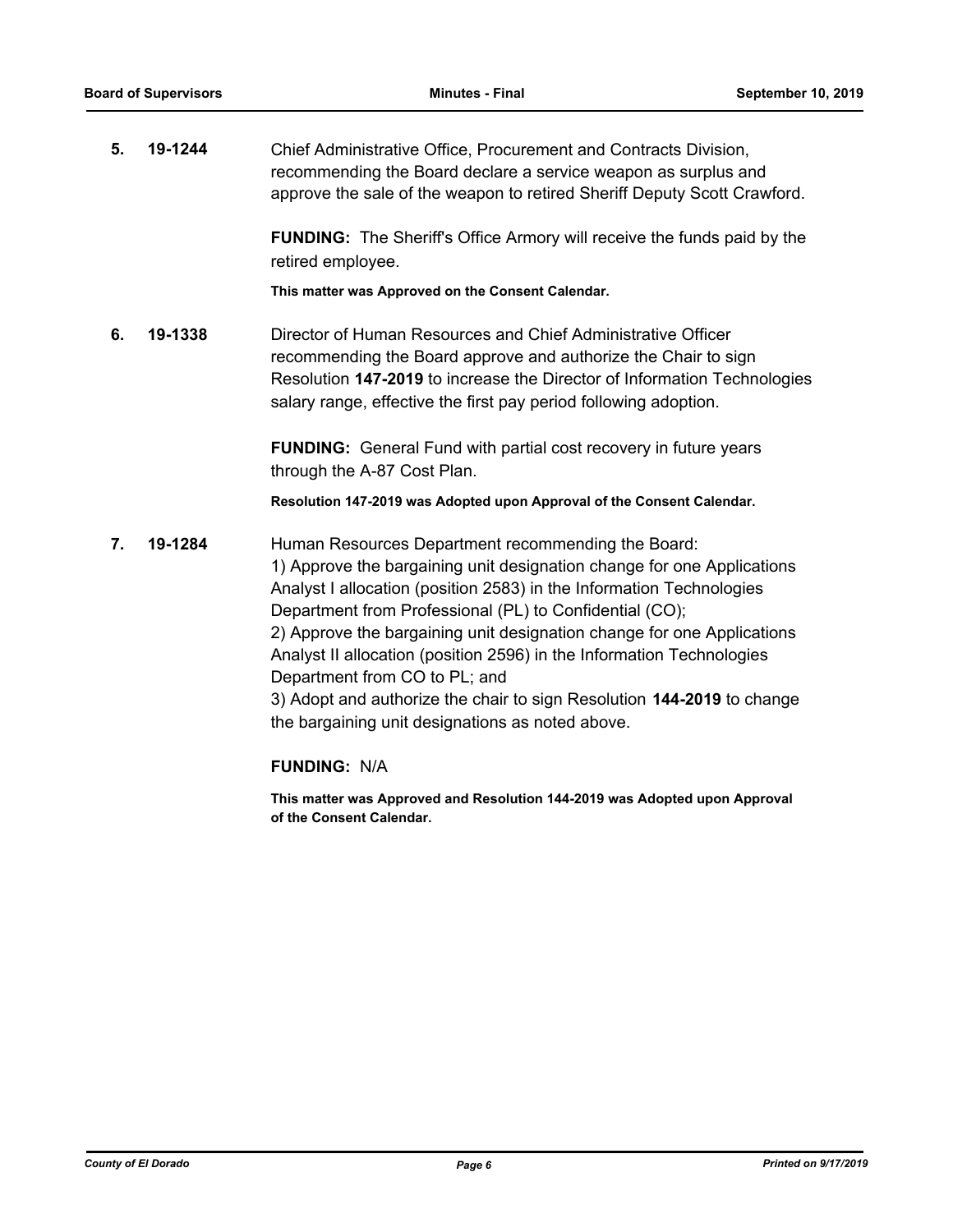**5. 19-1244** Chief Administrative Office, Procurement and Contracts Division, recommending the Board declare a service weapon as surplus and approve the sale of the weapon to retired Sheriff Deputy Scott Crawford.

**FUNDING:** The Sheriff's Office Armory will receive the funds paid by the retired employee.

**This matter was Approved on the Consent Calendar.**

**6. 19-1338** Director of Human Resources and Chief Administrative Officer recommending the Board approve and authorize the Chair to sign Resolution **147-2019** to increase the Director of Information Technologies salary range, effective the first pay period following adoption.

**FUNDING:** General Fund with partial cost recovery in future years through the A-87 Cost Plan.

**Resolution 147-2019 was Adopted upon Approval of the Consent Calendar.**

**7. 19-1284** Human Resources Department recommending the Board:
1) Approve the bargaining unit designation change for one Applications Analyst I allocation (position 2583) in the Information Technologies Department from Professional (PL) to Confidential (CO);
2) Approve the bargaining unit designation change for one Applications Analyst II allocation (position 2596) in the Information Technologies Department from CO to PL; and
3) Adopt and authorize the chair to sign Resolution **144-2019** to change the bargaining unit designations as noted above.

**FUNDING:** N/A

**This matter was Approved and Resolution 144-2019 was Adopted upon Approval of the Consent Calendar.**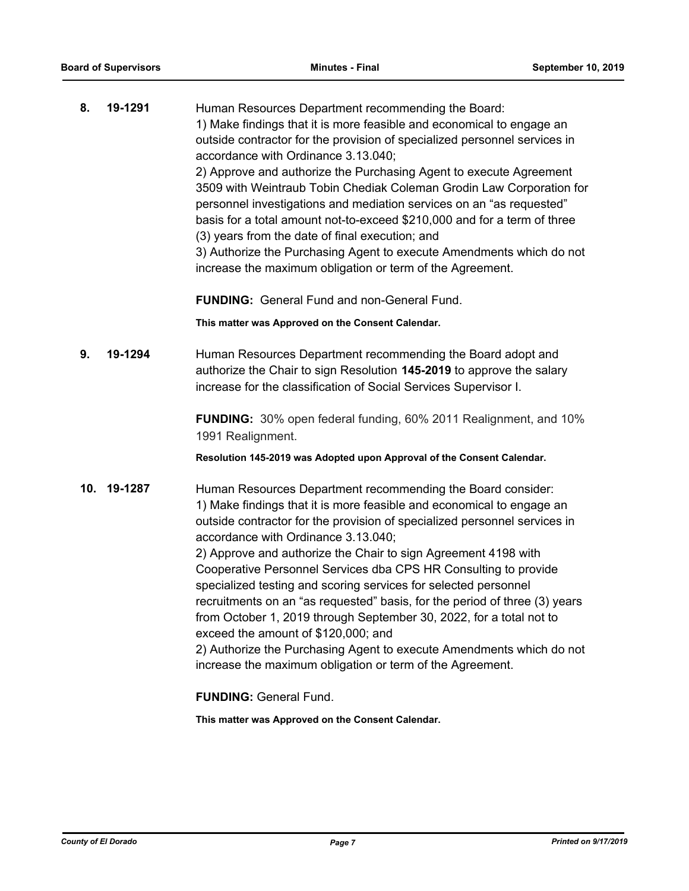**8. 19-1291** Human Resources Department recommending the Board:
1) Make findings that it is more feasible and economical to engage an outside contractor for the provision of specialized personnel services in accordance with Ordinance 3.13.040;
2) Approve and authorize the Purchasing Agent to execute Agreement 3509 with Weintraub Tobin Chediak Coleman Grodin Law Corporation for personnel investigations and mediation services on an "as requested" basis for a total amount not-to-exceed $210,000 and for a term of three (3) years from the date of final execution; and
3) Authorize the Purchasing Agent to execute Amendments which do not increase the maximum obligation or term of the Agreement.

**FUNDING:** General Fund and non-General Fund.

**This matter was Approved on the Consent Calendar.**

**9. 19-1294** Human Resources Department recommending the Board adopt and authorize the Chair to sign Resolution **145-2019** to approve the salary increase for the classification of Social Services Supervisor I.

**FUNDING:** 30% open federal funding, 60% 2011 Realignment, and 10% 1991 Realignment.

**Resolution 145-2019 was Adopted upon Approval of the Consent Calendar.**

**10. 19-1287** Human Resources Department recommending the Board consider:
1) Make findings that it is more feasible and economical to engage an outside contractor for the provision of specialized personnel services in accordance with Ordinance 3.13.040;
2) Approve and authorize the Chair to sign Agreement 4198 with Cooperative Personnel Services dba CPS HR Consulting to provide specialized testing and scoring services for selected personnel recruitments on an "as requested" basis, for the period of three (3) years from October 1, 2019 through September 30, 2022, for a total not to exceed the amount of $120,000; and
2) Authorize the Purchasing Agent to execute Amendments which do not increase the maximum obligation or term of the Agreement.

**FUNDING:** General Fund.

**This matter was Approved on the Consent Calendar.**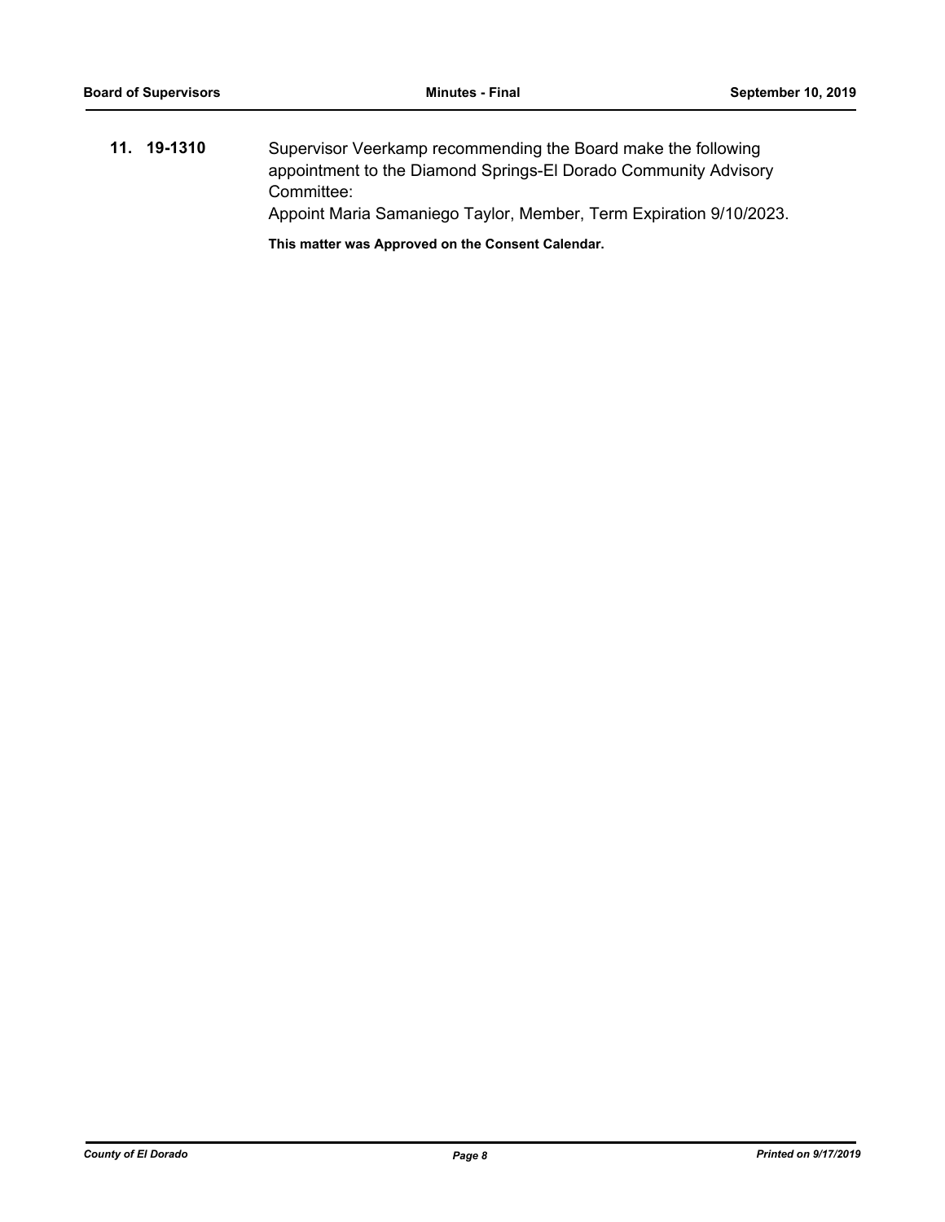**11. 19-1310**

Supervisor Veerkamp recommending the Board make the following appointment to the Diamond Springs-El Dorado Community Advisory Committee:
Appoint Maria Samaniego Taylor, Member, Term Expiration 9/10/2023.

**This matter was Approved on the Consent Calendar.**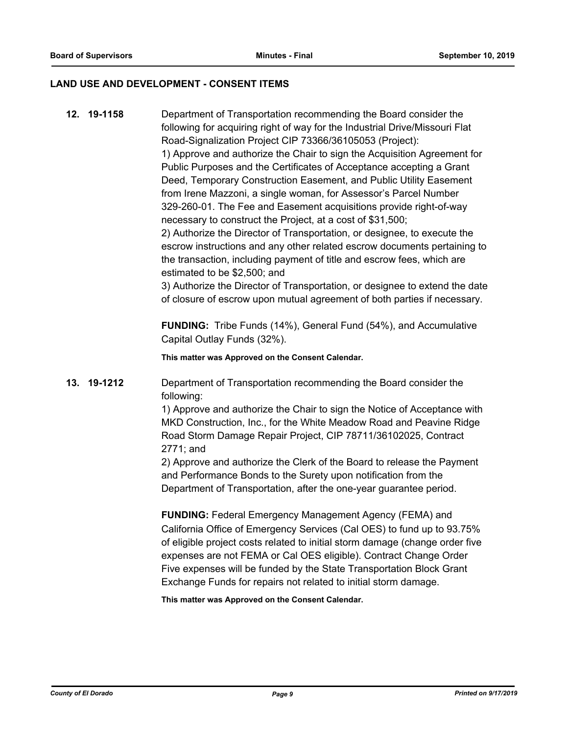## LAND USE AND DEVELOPMENT - CONSENT ITEMS

**12. 19-1158** Department of Transportation recommending the Board consider the following for acquiring right of way for the Industrial Drive/Missouri Flat Road-Signalization Project CIP 73366/36105053 (Project):

1) Approve and authorize the Chair to sign the Acquisition Agreement for Public Purposes and the Certificates of Acceptance accepting a Grant Deed, Temporary Construction Easement, and Public Utility Easement from Irene Mazzoni, a single woman, for Assessor's Parcel Number 329-260-01. The Fee and Easement acquisitions provide right-of-way necessary to construct the Project, at a cost of $31,500;

2) Authorize the Director of Transportation, or designee, to execute the escrow instructions and any other related escrow documents pertaining to the transaction, including payment of title and escrow fees, which are estimated to be $2,500; and

3) Authorize the Director of Transportation, or designee to extend the date of closure of escrow upon mutual agreement of both parties if necessary.

**FUNDING:** Tribe Funds (14%), General Fund (54%), and Accumulative Capital Outlay Funds (32%).

**This matter was Approved on the Consent Calendar.**

**13. 19-1212** Department of Transportation recommending the Board consider the following:

1) Approve and authorize the Chair to sign the Notice of Acceptance with MKD Construction, Inc., for the White Meadow Road and Peavine Ridge Road Storm Damage Repair Project, CIP 78711/36102025, Contract 2771; and

2) Approve and authorize the Clerk of the Board to release the Payment and Performance Bonds to the Surety upon notification from the Department of Transportation, after the one-year guarantee period.

**FUNDING:** Federal Emergency Management Agency (FEMA) and California Office of Emergency Services (Cal OES) to fund up to 93.75% of eligible project costs related to initial storm damage (change order five expenses are not FEMA or Cal OES eligible). Contract Change Order Five expenses will be funded by the State Transportation Block Grant Exchange Funds for repairs not related to initial storm damage.

**This matter was Approved on the Consent Calendar.**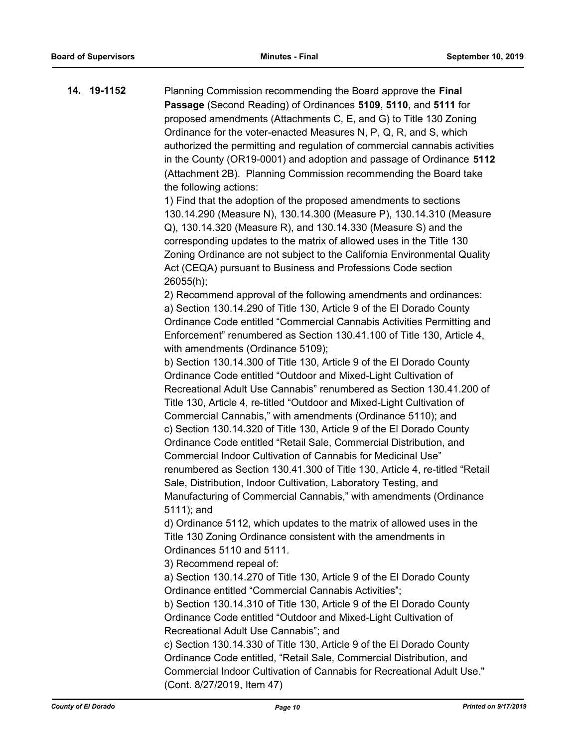**14. 19-1152** Planning Commission recommending the Board approve the **Final Passage** (Second Reading) of Ordinances **5109**, **5110**, and **5111** for proposed amendments (Attachments C, E, and G) to Title 130 Zoning Ordinance for the voter-enacted Measures N, P, Q, R, and S, which authorized the permitting and regulation of commercial cannabis activities in the County (OR19-0001) and adoption and passage of Ordinance **5112** (Attachment 2B). Planning Commission recommending the Board take the following actions:

1) Find that the adoption of the proposed amendments to sections 130.14.290 (Measure N), 130.14.300 (Measure P), 130.14.310 (Measure Q), 130.14.320 (Measure R), and 130.14.330 (Measure S) and the corresponding updates to the matrix of allowed uses in the Title 130 Zoning Ordinance are not subject to the California Environmental Quality Act (CEQA) pursuant to Business and Professions Code section 26055(h);

2) Recommend approval of the following amendments and ordinances:

a) Section 130.14.290 of Title 130, Article 9 of the El Dorado County Ordinance Code entitled "Commercial Cannabis Activities Permitting and Enforcement" renumbered as Section 130.41.100 of Title 130, Article 4, with amendments (Ordinance 5109);

b) Section 130.14.300 of Title 130, Article 9 of the El Dorado County Ordinance Code entitled "Outdoor and Mixed-Light Cultivation of Recreational Adult Use Cannabis" renumbered as Section 130.41.200 of Title 130, Article 4, re-titled "Outdoor and Mixed-Light Cultivation of Commercial Cannabis," with amendments (Ordinance 5110); and

c) Section 130.14.320 of Title 130, Article 9 of the El Dorado County Ordinance Code entitled "Retail Sale, Commercial Distribution, and Commercial Indoor Cultivation of Cannabis for Medicinal Use" renumbered as Section 130.41.300 of Title 130, Article 4, re-titled "Retail Sale, Distribution, Indoor Cultivation, Laboratory Testing, and Manufacturing of Commercial Cannabis," with amendments (Ordinance 5111); and

d) Ordinance 5112, which updates to the matrix of allowed uses in the Title 130 Zoning Ordinance consistent with the amendments in Ordinances 5110 and 5111.

3) Recommend repeal of:

a) Section 130.14.270 of Title 130, Article 9 of the El Dorado County Ordinance entitled "Commercial Cannabis Activities";

b) Section 130.14.310 of Title 130, Article 9 of the El Dorado County Ordinance Code entitled "Outdoor and Mixed-Light Cultivation of Recreational Adult Use Cannabis"; and

c) Section 130.14.330 of Title 130, Article 9 of the El Dorado County Ordinance Code entitled, "Retail Sale, Commercial Distribution, and Commercial Indoor Cultivation of Cannabis for Recreational Adult Use." (Cont. 8/27/2019, Item 47)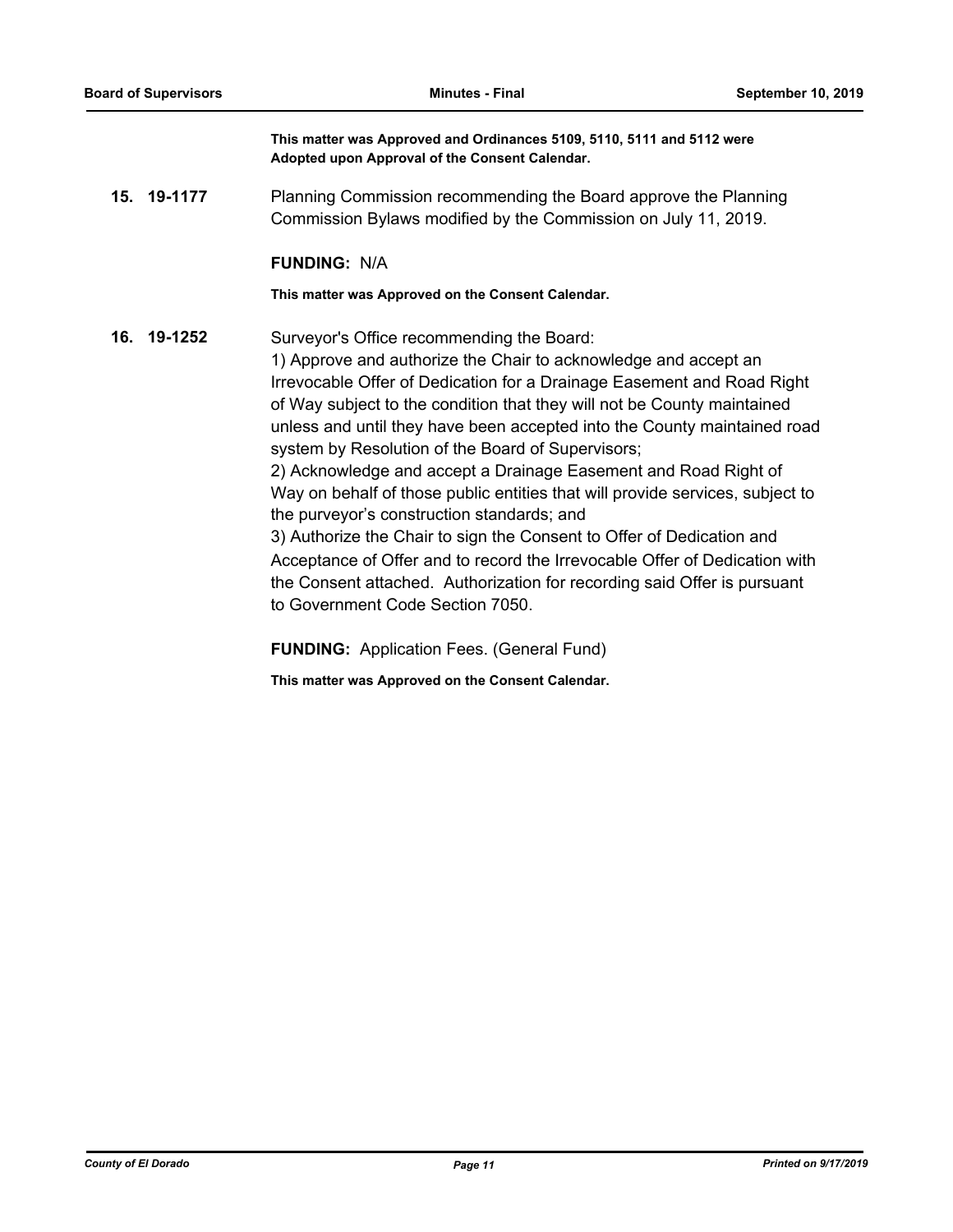**This matter was Approved and Ordinances 5109, 5110, 5111 and 5112 were Adopted upon Approval of the Consent Calendar.**

**15. 19-1177** Planning Commission recommending the Board approve the Planning Commission Bylaws modified by the Commission on July 11, 2019.

**FUNDING:** N/A

**This matter was Approved on the Consent Calendar.**

**16. 19-1252** Surveyor's Office recommending the Board:

1) Approve and authorize the Chair to acknowledge and accept an Irrevocable Offer of Dedication for a Drainage Easement and Road Right of Way subject to the condition that they will not be County maintained unless and until they have been accepted into the County maintained road system by Resolution of the Board of Supervisors;

2) Acknowledge and accept a Drainage Easement and Road Right of Way on behalf of those public entities that will provide services, subject to the purveyor's construction standards; and

3) Authorize the Chair to sign the Consent to Offer of Dedication and Acceptance of Offer and to record the Irrevocable Offer of Dedication with the Consent attached. Authorization for recording said Offer is pursuant to Government Code Section 7050.

**FUNDING:** Application Fees. (General Fund)

**This matter was Approved on the Consent Calendar.**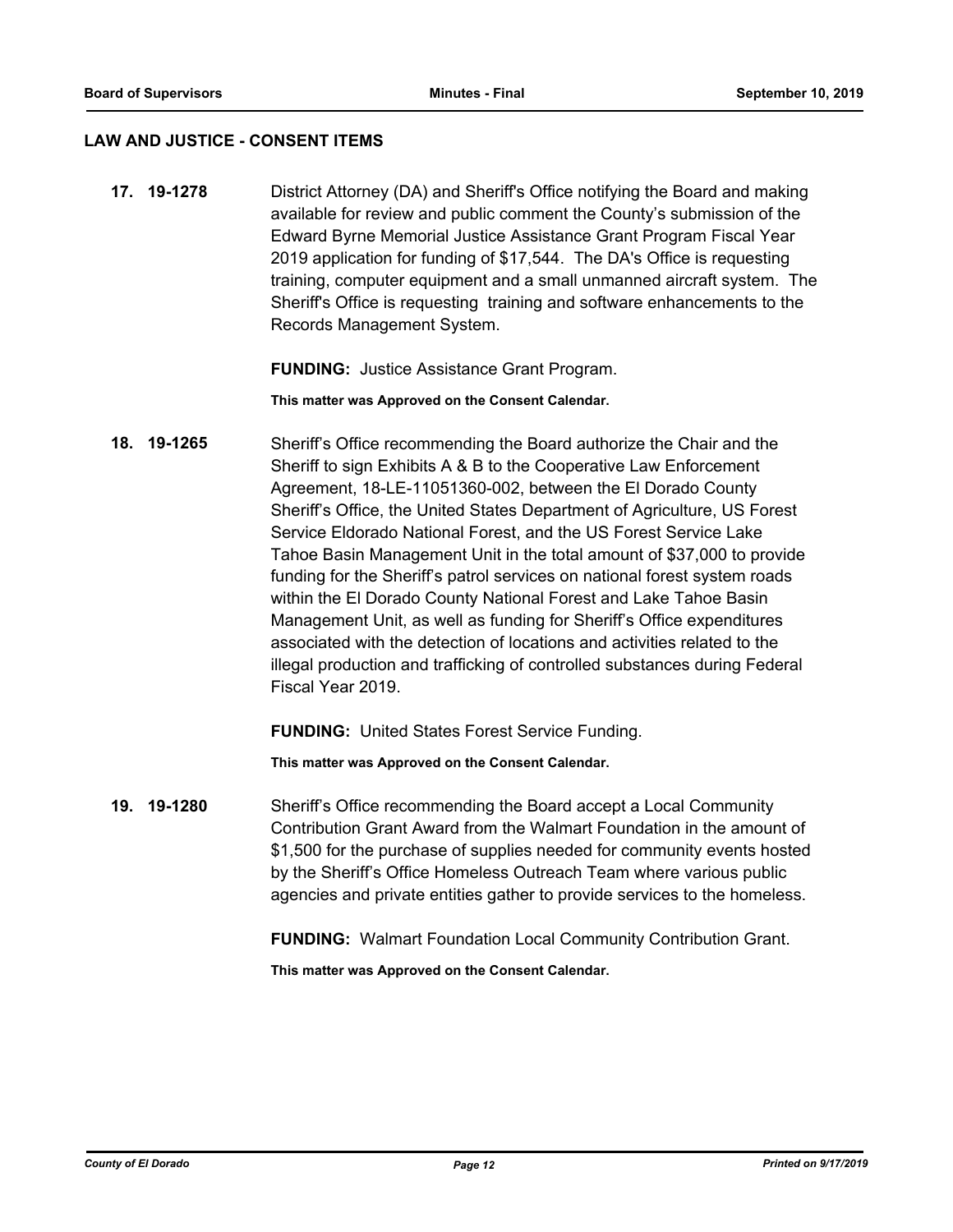## LAW AND JUSTICE - CONSENT ITEMS

**17. 19-1278** District Attorney (DA) and Sheriff's Office notifying the Board and making available for review and public comment the County's submission of the Edward Byrne Memorial Justice Assistance Grant Program Fiscal Year 2019 application for funding of $17,544. The DA's Office is requesting training, computer equipment and a small unmanned aircraft system. The Sheriff's Office is requesting training and software enhancements to the Records Management System.

**FUNDING:** Justice Assistance Grant Program.

**This matter was Approved on the Consent Calendar.**

**18. 19-1265** Sheriff's Office recommending the Board authorize the Chair and the Sheriff to sign Exhibits A & B to the Cooperative Law Enforcement Agreement, 18-LE-11051360-002, between the El Dorado County Sheriff's Office, the United States Department of Agriculture, US Forest Service Eldorado National Forest, and the US Forest Service Lake Tahoe Basin Management Unit in the total amount of $37,000 to provide funding for the Sheriff's patrol services on national forest system roads within the El Dorado County National Forest and Lake Tahoe Basin Management Unit, as well as funding for Sheriff's Office expenditures associated with the detection of locations and activities related to the illegal production and trafficking of controlled substances during Federal Fiscal Year 2019.

**FUNDING:** United States Forest Service Funding.

**This matter was Approved on the Consent Calendar.**

**19. 19-1280** Sheriff's Office recommending the Board accept a Local Community Contribution Grant Award from the Walmart Foundation in the amount of $1,500 for the purchase of supplies needed for community events hosted by the Sheriff's Office Homeless Outreach Team where various public agencies and private entities gather to provide services to the homeless.

**FUNDING:** Walmart Foundation Local Community Contribution Grant.

**This matter was Approved on the Consent Calendar.**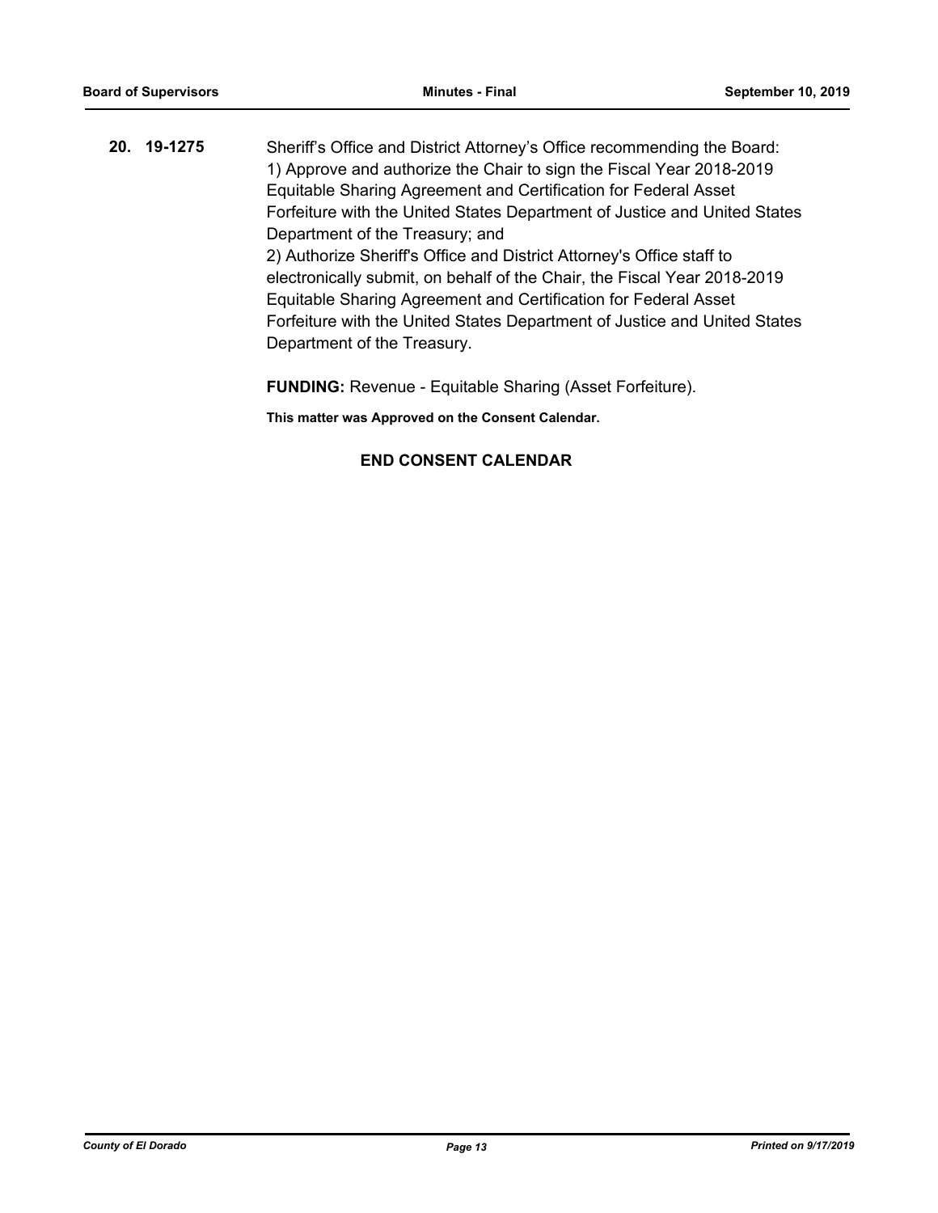**20. 19-1275** Sheriff's Office and District Attorney's Office recommending the Board:
1) Approve and authorize the Chair to sign the Fiscal Year 2018-2019 Equitable Sharing Agreement and Certification for Federal Asset Forfeiture with the United States Department of Justice and United States Department of the Treasury; and
2) Authorize Sheriff's Office and District Attorney's Office staff to electronically submit, on behalf of the Chair, the Fiscal Year 2018-2019 Equitable Sharing Agreement and Certification for Federal Asset Forfeiture with the United States Department of Justice and United States Department of the Treasury.

**FUNDING:** Revenue - Equitable Sharing (Asset Forfeiture).

**This matter was Approved on the Consent Calendar.**

**END CONSENT CALENDAR**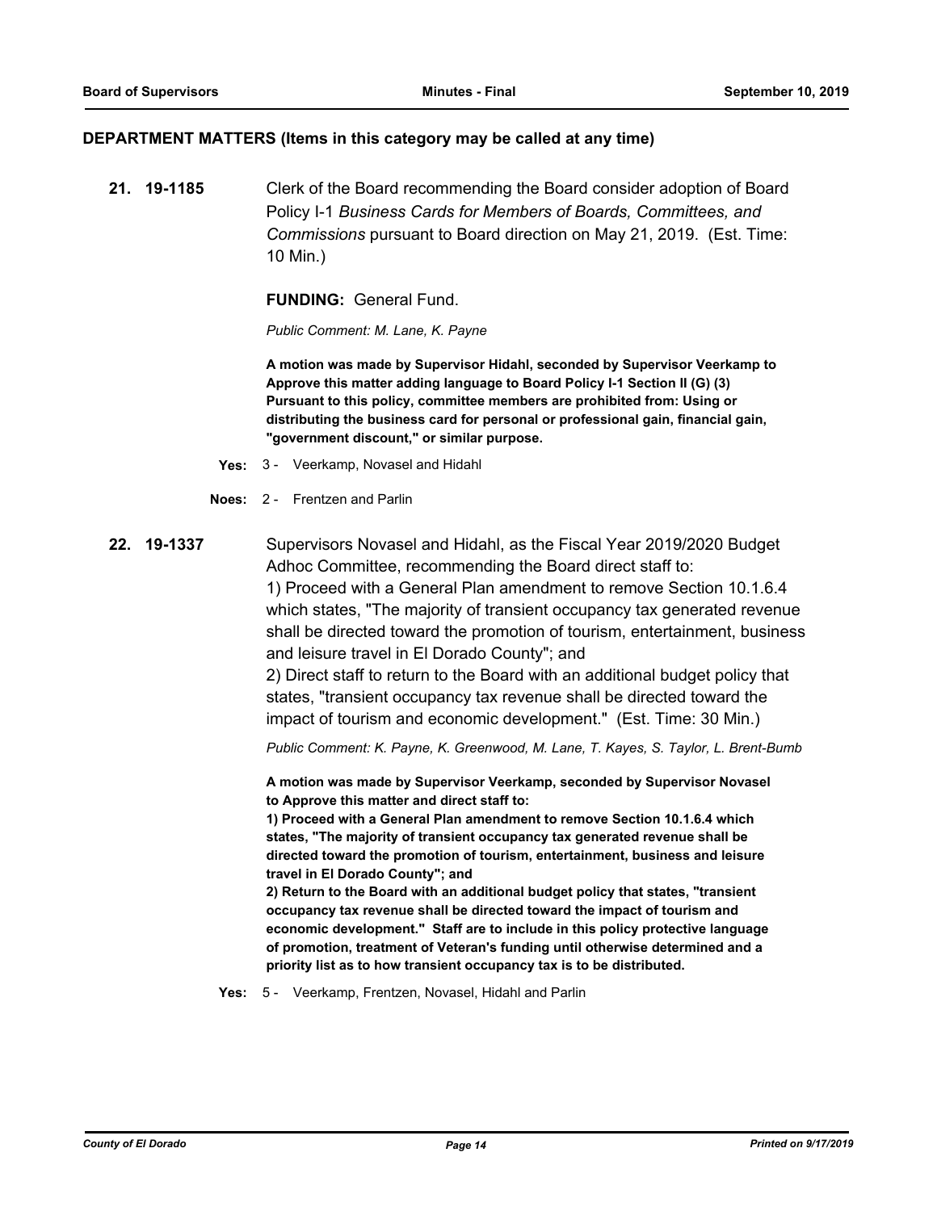## DEPARTMENT MATTERS (Items in this category may be called at any time)

**21. 19-1185**

Clerk of the Board recommending the Board consider adoption of Board Policy I-1 *Business Cards for Members of Boards, Committees, and Commissions* pursuant to Board direction on May 21, 2019. (Est. Time: 10 Min.)

**FUNDING:** General Fund.

*Public Comment: M. Lane, K. Payne*

**A motion was made by Supervisor Hidahl, seconded by Supervisor Veerkamp to Approve this matter adding language to Board Policy I-1 Section II (G) (3) Pursuant to this policy, committee members are prohibited from: Using or distributing the business card for personal or professional gain, financial gain, "government discount," or similar purpose.**

**Yes:** 3 - Veerkamp, Novasel and Hidahl

**Noes:** 2 - Frentzen and Parlin

**22. 19-1337**

Supervisors Novasel and Hidahl, as the Fiscal Year 2019/2020 Budget Adhoc Committee, recommending the Board direct staff to:

1) Proceed with a General Plan amendment to remove Section 10.1.6.4 which states, "The majority of transient occupancy tax generated revenue shall be directed toward the promotion of tourism, entertainment, business and leisure travel in El Dorado County"; and

2) Direct staff to return to the Board with an additional budget policy that states, "transient occupancy tax revenue shall be directed toward the impact of tourism and economic development." (Est. Time: 30 Min.)

*Public Comment: K. Payne, K. Greenwood, M. Lane, T. Kayes, S. Taylor, L. Brent-Bumb*

**A motion was made by Supervisor Veerkamp, seconded by Supervisor Novasel to Approve this matter and direct staff to:**

**1) Proceed with a General Plan amendment to remove Section 10.1.6.4 which states, "The majority of transient occupancy tax generated revenue shall be directed toward the promotion of tourism, entertainment, business and leisure travel in El Dorado County"; and**

**2) Return to the Board with an additional budget policy that states, "transient occupancy tax revenue shall be directed toward the impact of tourism and economic development." Staff are to include in this policy protective language of promotion, treatment of Veteran's funding until otherwise determined and a priority list as to how transient occupancy tax is to be distributed.**

**Yes:** 5 - Veerkamp, Frentzen, Novasel, Hidahl and Parlin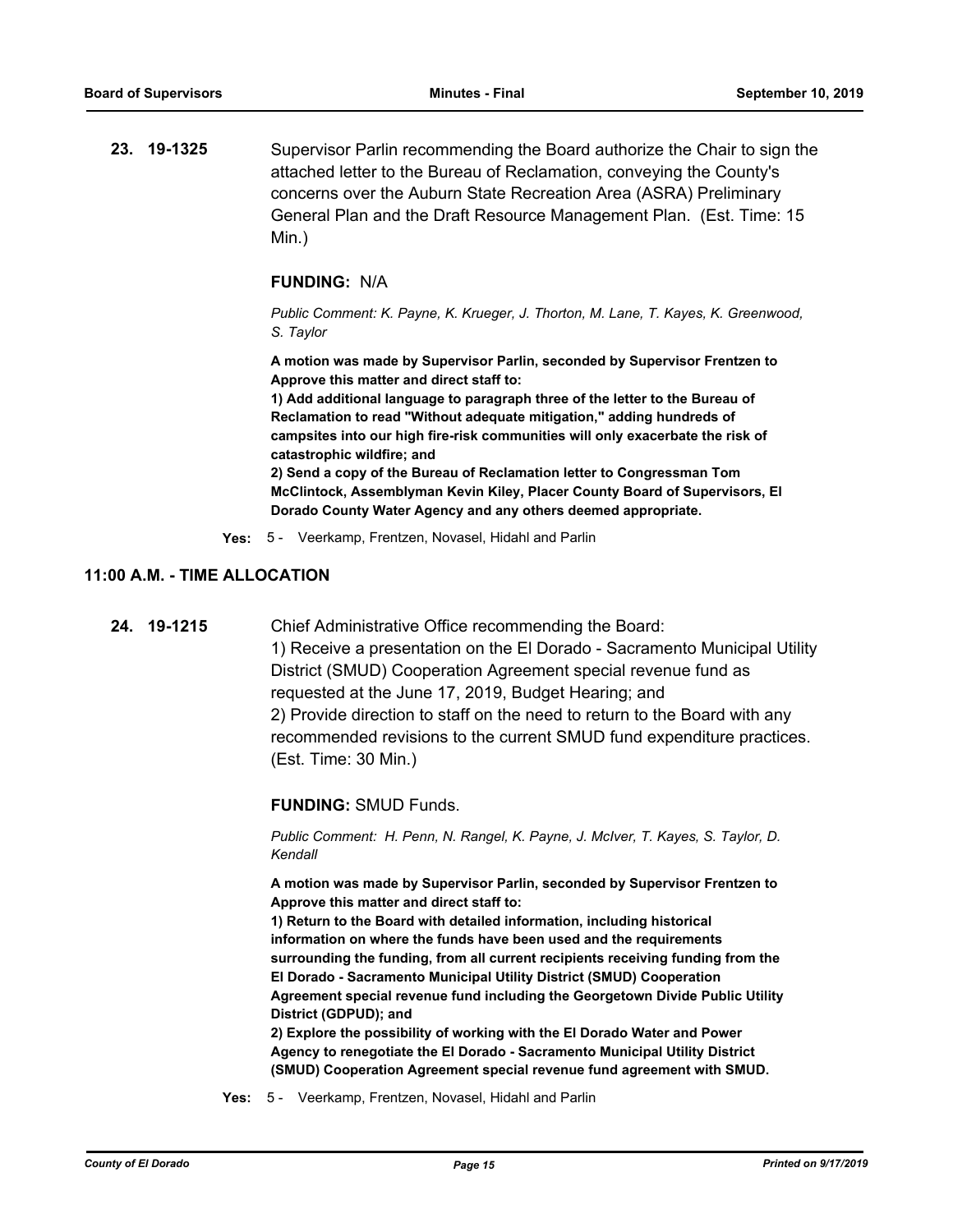**23. 19-1325** Supervisor Parlin recommending the Board authorize the Chair to sign the attached letter to the Bureau of Reclamation, conveying the County's concerns over the Auburn State Recreation Area (ASRA) Preliminary General Plan and the Draft Resource Management Plan. (Est. Time: 15 Min.)

**FUNDING:** N/A

*Public Comment: K. Payne, K. Krueger, J. Thorton, M. Lane, T. Kayes, K. Greenwood, S. Taylor*

**A motion was made by Supervisor Parlin, seconded by Supervisor Frentzen to Approve this matter and direct staff to:**
**1) Add additional language to paragraph three of the letter to the Bureau of Reclamation to read "Without adequate mitigation," adding hundreds of campsites into our high fire-risk communities will only exacerbate the risk of catastrophic wildfire; and**
**2) Send a copy of the Bureau of Reclamation letter to Congressman Tom McClintock, Assemblyman Kevin Kiley, Placer County Board of Supervisors, El Dorado County Water Agency and any others deemed appropriate.**

**Yes:** 5 - Veerkamp, Frentzen, Novasel, Hidahl and Parlin

## 11:00 A.M. - TIME ALLOCATION

**24. 19-1215** Chief Administrative Office recommending the Board:
1) Receive a presentation on the El Dorado - Sacramento Municipal Utility District (SMUD) Cooperation Agreement special revenue fund as requested at the June 17, 2019, Budget Hearing; and
2) Provide direction to staff on the need to return to the Board with any recommended revisions to the current SMUD fund expenditure practices. (Est. Time: 30 Min.)

**FUNDING:** SMUD Funds.

*Public Comment: H. Penn, N. Rangel, K. Payne, J. McIver, T. Kayes, S. Taylor, D. Kendall*

**A motion was made by Supervisor Parlin, seconded by Supervisor Frentzen to Approve this matter and direct staff to:**
**1) Return to the Board with detailed information, including historical information on where the funds have been used and the requirements surrounding the funding, from all current recipients receiving funding from the El Dorado - Sacramento Municipal Utility District (SMUD) Cooperation Agreement special revenue fund including the Georgetown Divide Public Utility District (GDPUD); and**
**2) Explore the possibility of working with the El Dorado Water and Power Agency to renegotiate the El Dorado - Sacramento Municipal Utility District (SMUD) Cooperation Agreement special revenue fund agreement with SMUD.**

**Yes:** 5 - Veerkamp, Frentzen, Novasel, Hidahl and Parlin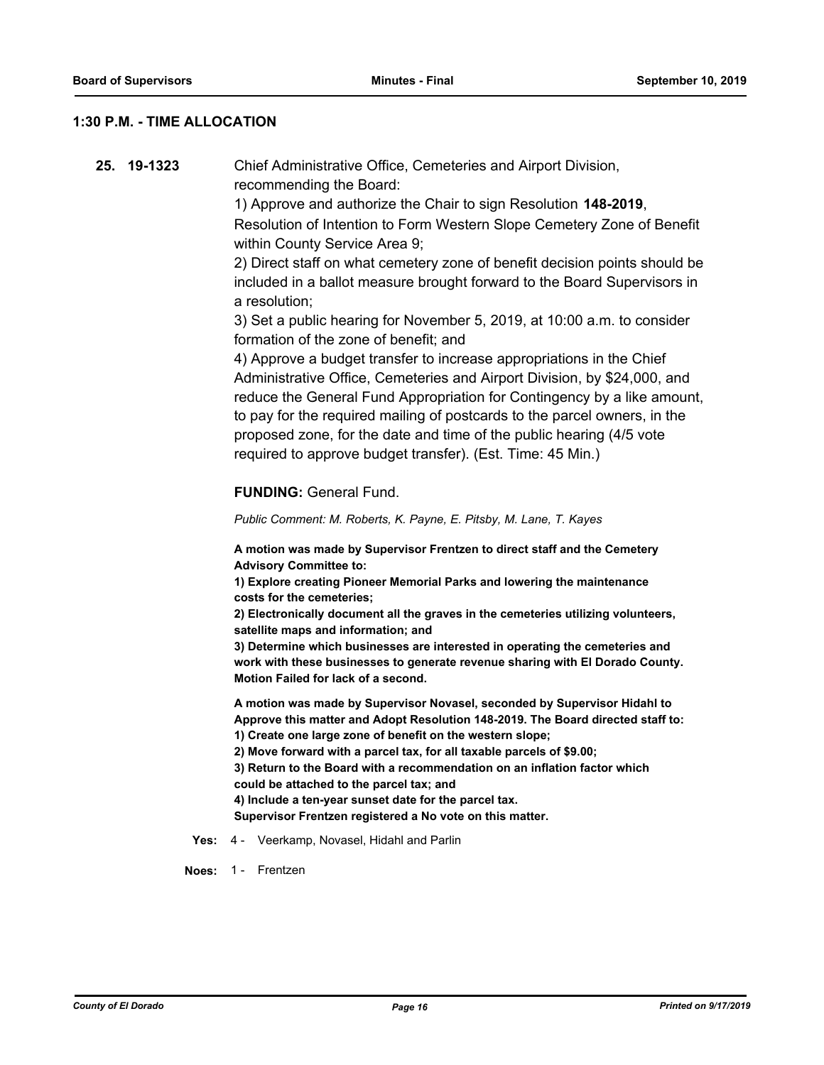## 1:30 P.M. - TIME ALLOCATION

**25. 19-1323** Chief Administrative Office, Cemeteries and Airport Division, recommending the Board:

1) Approve and authorize the Chair to sign Resolution **148-2019**, Resolution of Intention to Form Western Slope Cemetery Zone of Benefit within County Service Area 9;

2) Direct staff on what cemetery zone of benefit decision points should be included in a ballot measure brought forward to the Board Supervisors in a resolution;

3) Set a public hearing for November 5, 2019, at 10:00 a.m. to consider formation of the zone of benefit; and

4) Approve a budget transfer to increase appropriations in the Chief Administrative Office, Cemeteries and Airport Division, by $24,000, and reduce the General Fund Appropriation for Contingency by a like amount, to pay for the required mailing of postcards to the parcel owners, in the proposed zone, for the date and time of the public hearing (4/5 vote required to approve budget transfer). (Est. Time: 45 Min.)

**FUNDING:** General Fund.

*Public Comment: M. Roberts, K. Payne, E. Pitsby, M. Lane, T. Kayes*

**A motion was made by Supervisor Frentzen to direct staff and the Cemetery Advisory Committee to:**
**1) Explore creating Pioneer Memorial Parks and lowering the maintenance costs for the cemeteries;**
**2) Electronically document all the graves in the cemeteries utilizing volunteers, satellite maps and information; and**
**3) Determine which businesses are interested in operating the cemeteries and work with these businesses to generate revenue sharing with El Dorado County.**
**Motion Failed for lack of a second.**

**A motion was made by Supervisor Novasel, seconded by Supervisor Hidahl to Approve this matter and Adopt Resolution 148-2019. The Board directed staff to:**
**1) Create one large zone of benefit on the western slope;**
**2) Move forward with a parcel tax, for all taxable parcels of $9.00;**
**3) Return to the Board with a recommendation on an inflation factor which could be attached to the parcel tax; and**
**4) Include a ten-year sunset date for the parcel tax.**
**Supervisor Frentzen registered a No vote on this matter.**

**Yes:** 4 - Veerkamp, Novasel, Hidahl and Parlin

**Noes:** 1 - Frentzen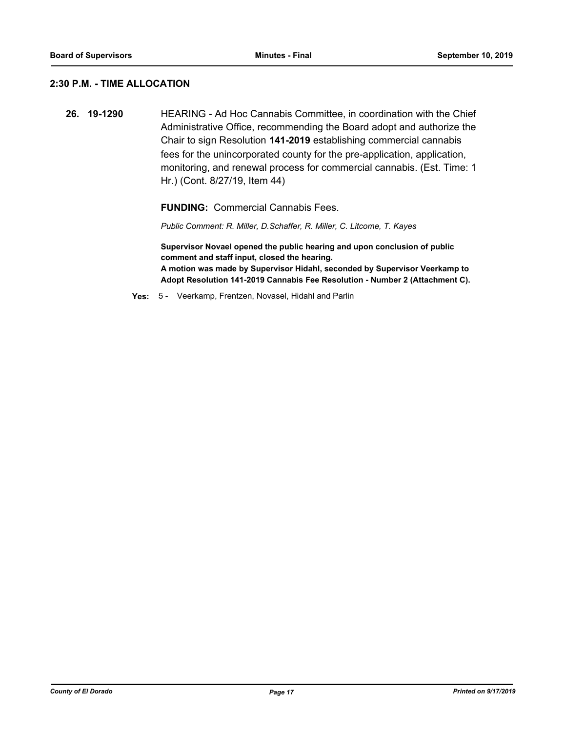## 2:30 P.M. - TIME ALLOCATION

**26. 19-1290** HEARING - Ad Hoc Cannabis Committee, in coordination with the Chief Administrative Office, recommending the Board adopt and authorize the Chair to sign Resolution **141-2019** establishing commercial cannabis fees for the unincorporated county for the pre-application, application, monitoring, and renewal process for commercial cannabis. (Est. Time: 1 Hr.) (Cont. 8/27/19, Item 44)

**FUNDING:** Commercial Cannabis Fees.

*Public Comment: R. Miller, D.Schaffer, R. Miller, C. Litcome, T. Kayes*

**Supervisor Novael opened the public hearing and upon conclusion of public comment and staff input, closed the hearing.**
**A motion was made by Supervisor Hidahl, seconded by Supervisor Veerkamp to Adopt Resolution 141-2019 Cannabis Fee Resolution - Number 2 (Attachment C).**

**Yes:** 5 - Veerkamp, Frentzen, Novasel, Hidahl and Parlin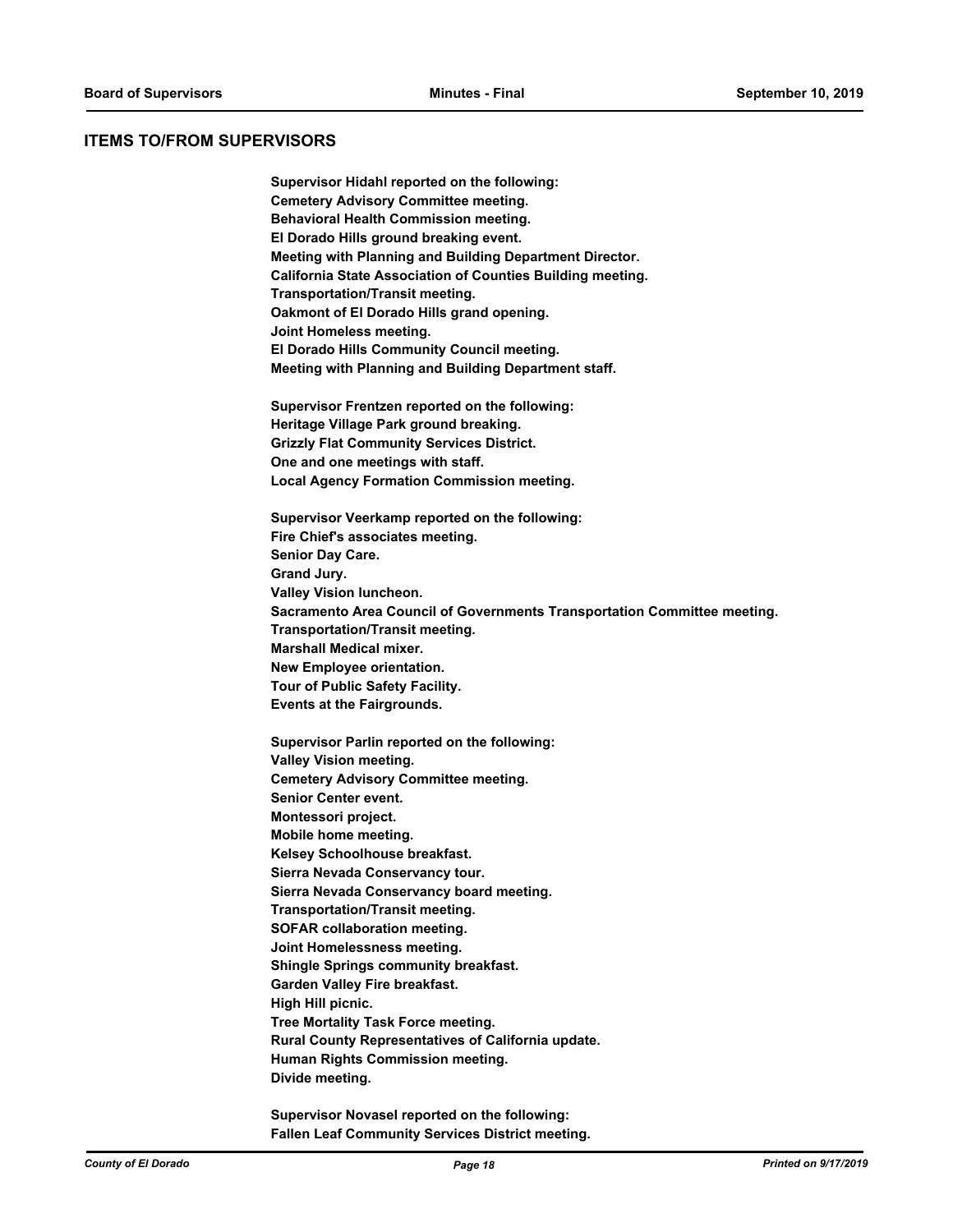## ITEMS TO/FROM SUPERVISORS

**Supervisor Hidahl reported on the following:**
**Cemetery Advisory Committee meeting.**
**Behavioral Health Commission meeting.**
**El Dorado Hills ground breaking event.**
**Meeting with Planning and Building Department Director.**
**California State Association of Counties Building meeting.**
**Transportation/Transit meeting.**
**Oakmont of El Dorado Hills grand opening.**
**Joint Homeless meeting.**
**El Dorado Hills Community Council meeting.**
**Meeting with Planning and Building Department staff.**

**Supervisor Frentzen reported on the following:**
**Heritage Village Park ground breaking.**
**Grizzly Flat Community Services District.**
**One and one meetings with staff.**
**Local Agency Formation Commission meeting.**

**Supervisor Veerkamp reported on the following:**
**Fire Chief's associates meeting.**
**Senior Day Care.**
**Grand Jury.**
**Valley Vision luncheon.**
**Sacramento Area Council of Governments Transportation Committee meeting.**
**Transportation/Transit meeting.**
**Marshall Medical mixer.**
**New Employee orientation.**
**Tour of Public Safety Facility.**
**Events at the Fairgrounds.**

**Supervisor Parlin reported on the following:**
**Valley Vision meeting.**
**Cemetery Advisory Committee meeting.**
**Senior Center event.**
**Montessori project.**
**Mobile home meeting.**
**Kelsey Schoolhouse breakfast.**
**Sierra Nevada Conservancy tour.**
**Sierra Nevada Conservancy board meeting.**
**Transportation/Transit meeting.**
**SOFAR collaboration meeting.**
**Joint Homelessness meeting.**
**Shingle Springs community breakfast.**
**Garden Valley Fire breakfast.**
**High Hill picnic.**
**Tree Mortality Task Force meeting.**
**Rural County Representatives of California update.**
**Human Rights Commission meeting.**
**Divide meeting.**

**Supervisor Novasel reported on the following:**
**Fallen Leaf Community Services District meeting.**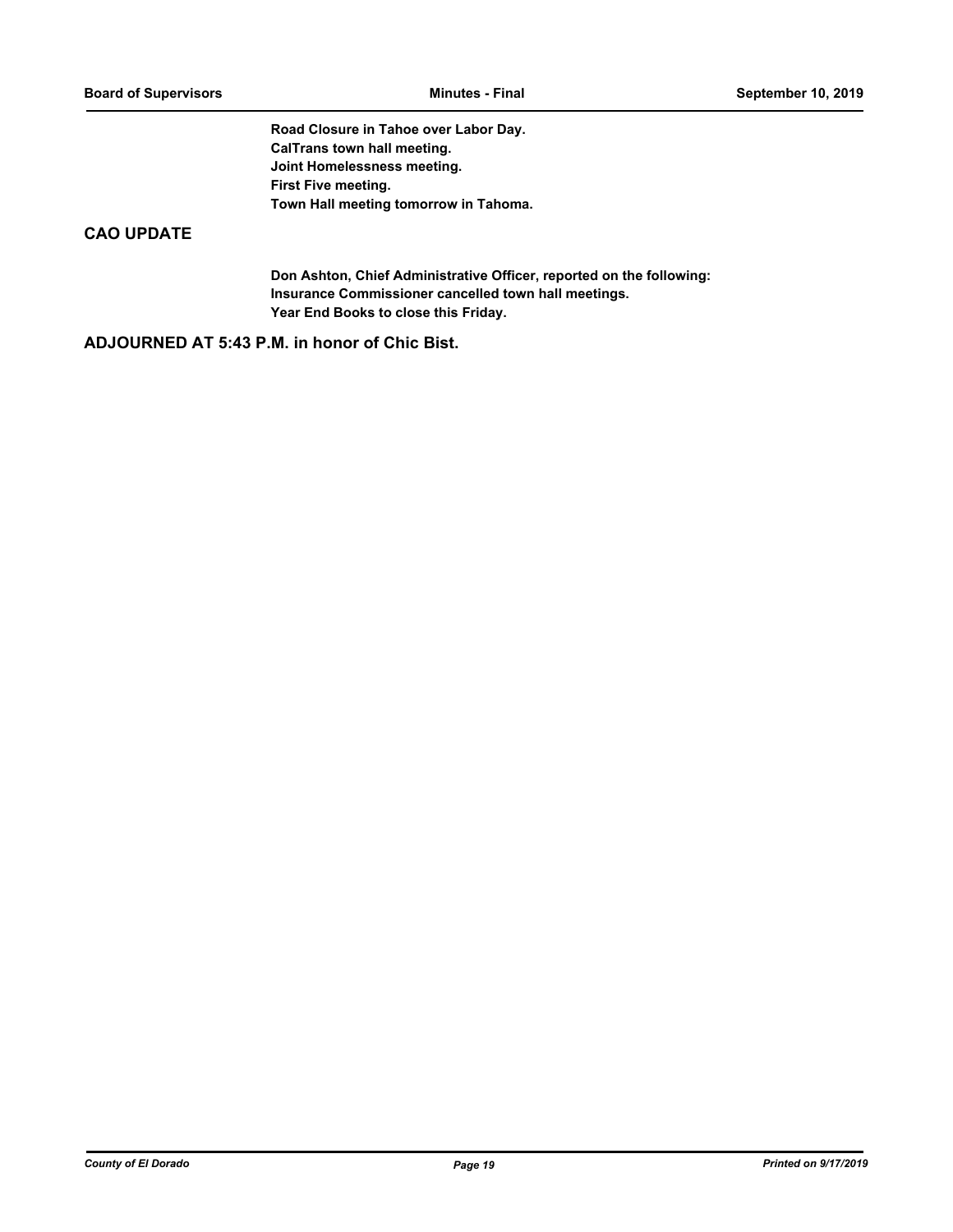**Road Closure in Tahoe over Labor Day.**
**CalTrans town hall meeting.**
**Joint Homelessness meeting.**
**First Five meeting.**
**Town Hall meeting tomorrow in Tahoma.**

## CAO UPDATE

**Don Ashton, Chief Administrative Officer, reported on the following:**
**Insurance Commissioner cancelled town hall meetings.**
**Year End Books to close this Friday.**

## ADJOURNED AT 5:43 P.M. in honor of Chic Bist.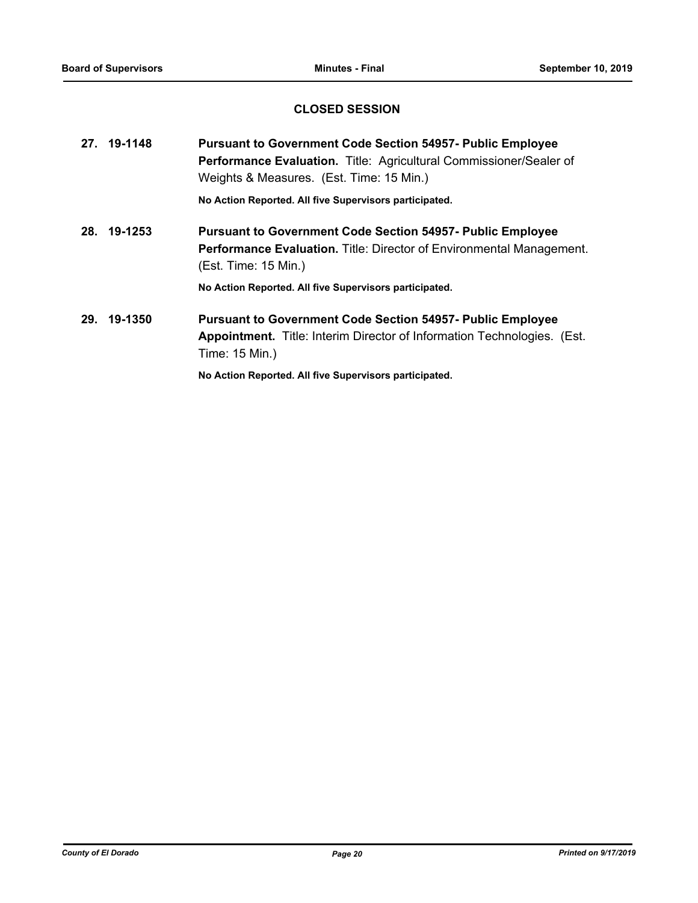## CLOSED SESSION

**27. 19-1148** **Pursuant to Government Code Section 54957- Public Employee Performance Evaluation.** Title: Agricultural Commissioner/Sealer of Weights & Measures. (Est. Time: 15 Min.)

**No Action Reported. All five Supervisors participated.**

**28. 19-1253** **Pursuant to Government Code Section 54957- Public Employee Performance Evaluation.** Title: Director of Environmental Management. (Est. Time: 15 Min.)

**No Action Reported. All five Supervisors participated.**

**29. 19-1350** **Pursuant to Government Code Section 54957- Public Employee Appointment.** Title: Interim Director of Information Technologies. (Est. Time: 15 Min.)

**No Action Reported. All five Supervisors participated.**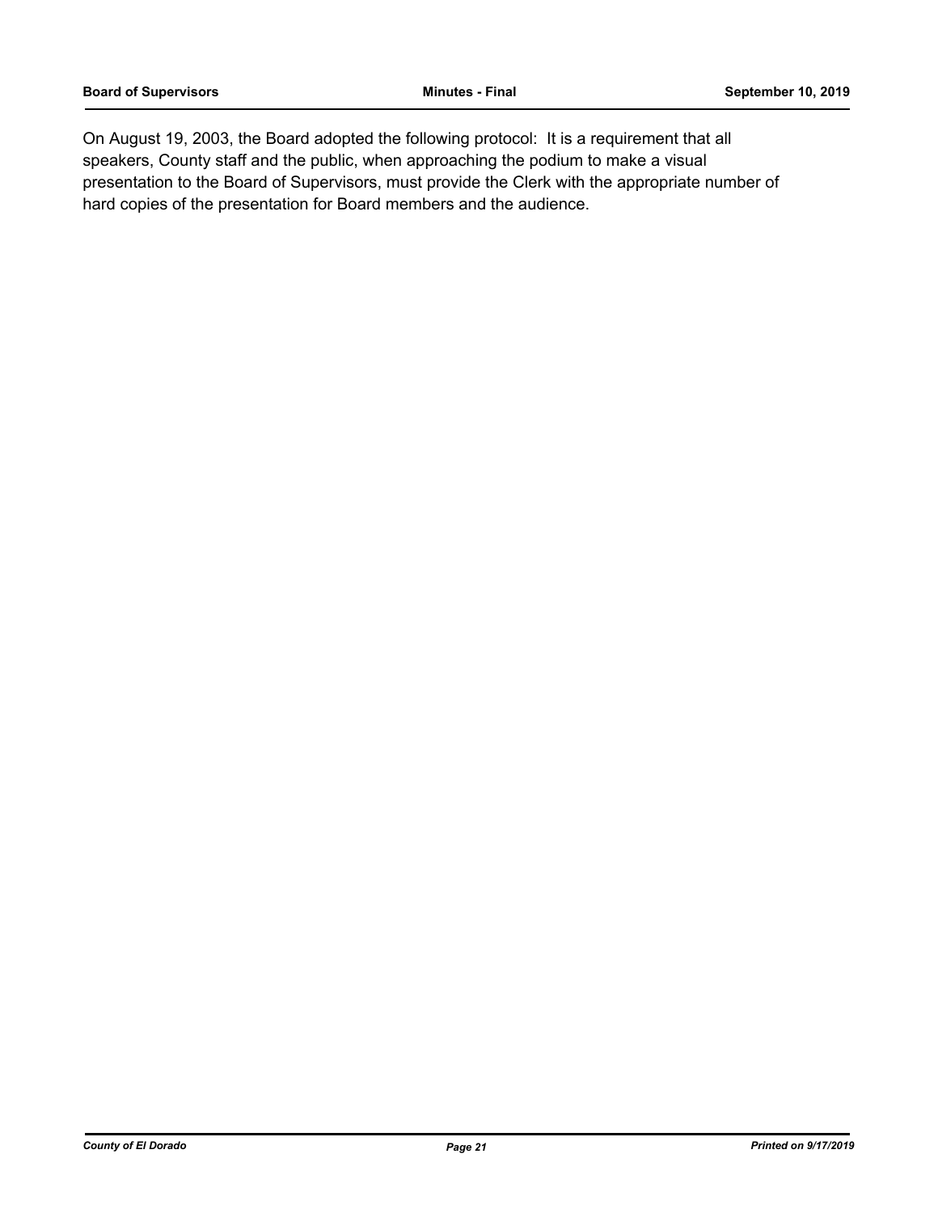On August 19, 2003, the Board adopted the following protocol: It is a requirement that all speakers, County staff and the public, when approaching the podium to make a visual presentation to the Board of Supervisors, must provide the Clerk with the appropriate number of hard copies of the presentation for Board members and the audience.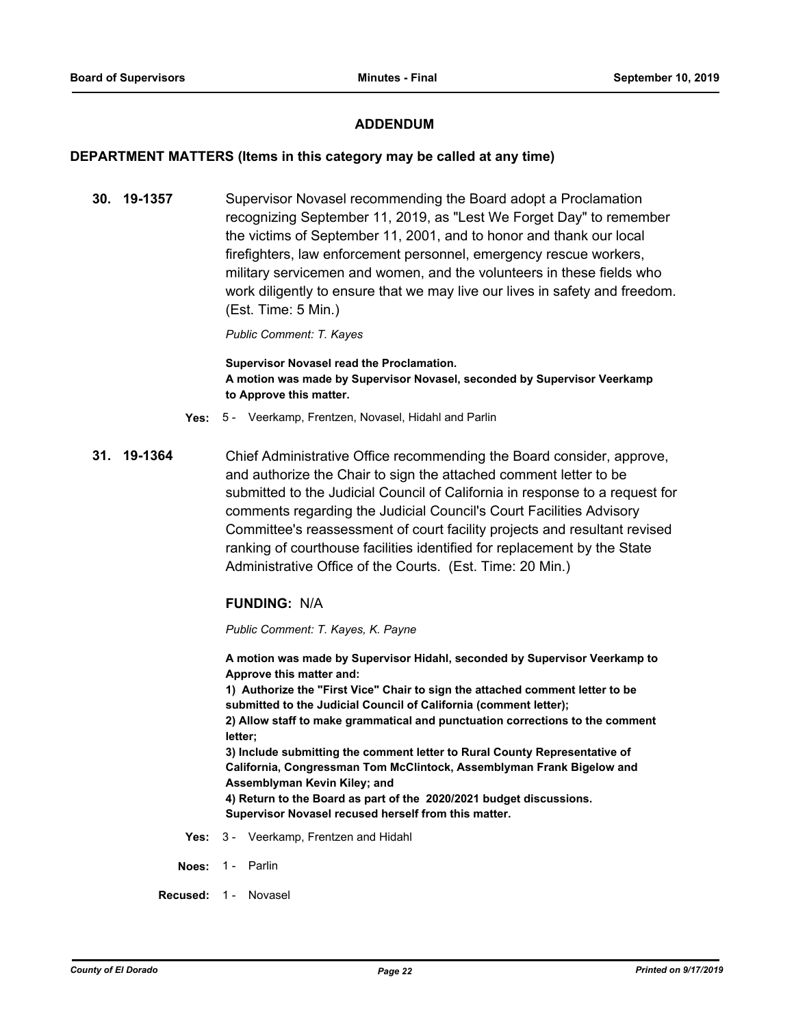## ADDENDUM

### DEPARTMENT MATTERS (Items in this category may be called at any time)

**30. 19-1357** Supervisor Novasel recommending the Board adopt a Proclamation recognizing September 11, 2019, as "Lest We Forget Day" to remember the victims of September 11, 2001, and to honor and thank our local firefighters, law enforcement personnel, emergency rescue workers, military servicemen and women, and the volunteers in these fields who work diligently to ensure that we may live our lives in safety and freedom. (Est. Time: 5 Min.)

*Public Comment: T. Kayes*

**Supervisor Novasel read the Proclamation.**
**A motion was made by Supervisor Novasel, seconded by Supervisor Veerkamp to Approve this matter.**

**Yes:** 5 - Veerkamp, Frentzen, Novasel, Hidahl and Parlin

**31. 19-1364** Chief Administrative Office recommending the Board consider, approve, and authorize the Chair to sign the attached comment letter to be submitted to the Judicial Council of California in response to a request for comments regarding the Judicial Council's Court Facilities Advisory Committee's reassessment of court facility projects and resultant revised ranking of courthouse facilities identified for replacement by the State Administrative Office of the Courts. (Est. Time: 20 Min.)

**FUNDING:** N/A

*Public Comment: T. Kayes, K. Payne*

**A motion was made by Supervisor Hidahl, seconded by Supervisor Veerkamp to Approve this matter and:**
**1) Authorize the "First Vice" Chair to sign the attached comment letter to be submitted to the Judicial Council of California (comment letter);**
**2) Allow staff to make grammatical and punctuation corrections to the comment letter;**
**3) Include submitting the comment letter to Rural County Representative of California, Congressman Tom McClintock, Assemblyman Frank Bigelow and Assemblyman Kevin Kiley; and**
**4) Return to the Board as part of the 2020/2021 budget discussions.**
**Supervisor Novasel recused herself from this matter.**

**Yes:** 3 - Veerkamp, Frentzen and Hidahl

**Noes:** 1 - Parlin

**Recused:** 1 - Novasel